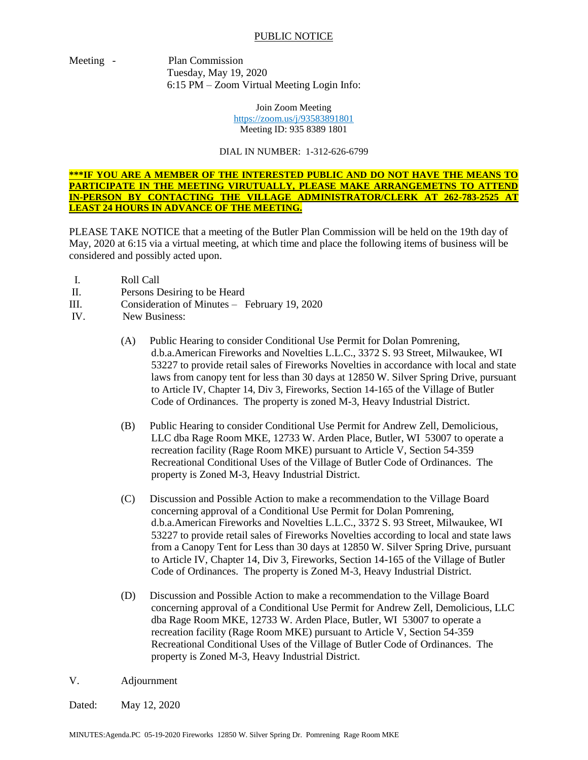PUBLIC NOTICE

Meeting - Plan Commission
Tuesday, May 19, 2020
6:15 PM – Zoom Virtual Meeting Login Info:

Join Zoom Meeting
https://zoom.us/j/93583891801
Meeting ID: 935 8389 1801

DIAL IN NUMBER: 1-312-626-6799

**\*\*\*IF YOU ARE A MEMBER OF THE INTERESTED PUBLIC AND DO NOT HAVE THE MEANS TO PARTICIPATE IN THE MEETING VIRUTUALLY, PLEASE MAKE ARRANGEMETNS TO ATTEND IN-PERSON BY CONTACTING THE VILLAGE ADMINISTRATOR/CLERK AT 262-783-2525 AT LEAST 24 HOURS IN ADVANCE OF THE MEETING.**

PLEASE TAKE NOTICE that a meeting of the Butler Plan Commission will be held on the 19th day of May, 2020 at 6:15 via a virtual meeting, at which time and place the following items of business will be considered and possibly acted upon.

I. Roll Call

II. Persons Desiring to be Heard

III. Consideration of Minutes – February 19, 2020

IV. New Business:

(A) Public Hearing to consider Conditional Use Permit for Dolan Pomrening, d.b.a.American Fireworks and Novelties L.L.C., 3372 S. 93 Street, Milwaukee, WI 53227 to provide retail sales of Fireworks Novelties in accordance with local and state laws from canopy tent for less than 30 days at 12850 W. Silver Spring Drive, pursuant to Article IV, Chapter 14, Div 3, Fireworks, Section 14-165 of the Village of Butler Code of Ordinances. The property is zoned M-3, Heavy Industrial District.

(B) Public Hearing to consider Conditional Use Permit for Andrew Zell, Demolicious, LLC dba Rage Room MKE, 12733 W. Arden Place, Butler, WI 53007 to operate a recreation facility (Rage Room MKE) pursuant to Article V, Section 54-359 Recreational Conditional Uses of the Village of Butler Code of Ordinances. The property is Zoned M-3, Heavy Industrial District.

(C) Discussion and Possible Action to make a recommendation to the Village Board concerning approval of a Conditional Use Permit for Dolan Pomrening, d.b.a.American Fireworks and Novelties L.L.C., 3372 S. 93 Street, Milwaukee, WI 53227 to provide retail sales of Fireworks Novelties according to local and state laws from a Canopy Tent for Less than 30 days at 12850 W. Silver Spring Drive, pursuant to Article IV, Chapter 14, Div 3, Fireworks, Section 14-165 of the Village of Butler Code of Ordinances. The property is Zoned M-3, Heavy Industrial District.

(D) Discussion and Possible Action to make a recommendation to the Village Board concerning approval of a Conditional Use Permit for Andrew Zell, Demolicious, LLC dba Rage Room MKE, 12733 W. Arden Place, Butler, WI 53007 to operate a recreation facility (Rage Room MKE) pursuant to Article V, Section 54-359 Recreational Conditional Uses of the Village of Butler Code of Ordinances. The property is Zoned M-3, Heavy Industrial District.

V. Adjournment

Dated: May 12, 2020

MINUTES:Agenda.PC 05-19-2020 Fireworks 12850 W. Silver Spring Dr. Pomrening Rage Room MKE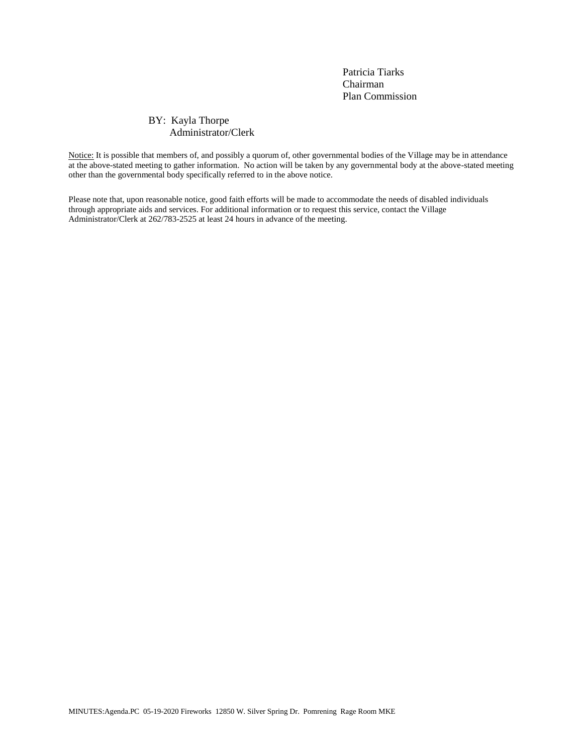Patricia Tiarks
Chairman
Plan Commission

BY: Kayla Thorpe
Administrator/Clerk

Notice: It is possible that members of, and possibly a quorum of, other governmental bodies of the Village may be in attendance at the above-stated meeting to gather information. No action will be taken by any governmental body at the above-stated meeting other than the governmental body specifically referred to in the above notice.

Please note that, upon reasonable notice, good faith efforts will be made to accommodate the needs of disabled individuals through appropriate aids and services. For additional information or to request this service, contact the Village Administrator/Clerk at 262/783-2525 at least 24 hours in advance of the meeting.